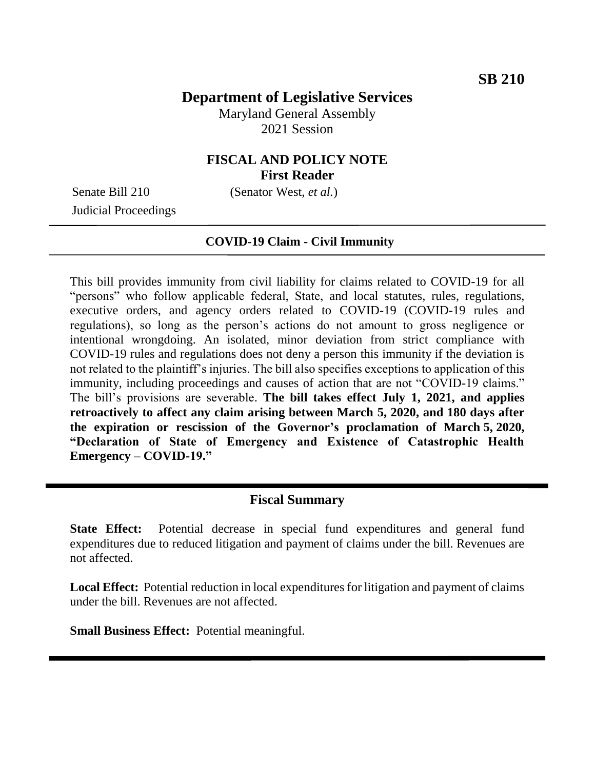**SB 210**

# Department of Legislative Services

Maryland General Assembly
2021 Session

## FISCAL AND POLICY NOTE
**First Reader**

Senate Bill 210 (Senator West, *et al.*)
Judicial Proceedings

**COVID-19 Claim - Civil Immunity**

This bill provides immunity from civil liability for claims related to COVID-19 for all "persons" who follow applicable federal, State, and local statutes, rules, regulations, executive orders, and agency orders related to COVID-19 (COVID-19 rules and regulations), so long as the person's actions do not amount to gross negligence or intentional wrongdoing. An isolated, minor deviation from strict compliance with COVID-19 rules and regulations does not deny a person this immunity if the deviation is not related to the plaintiff's injuries. The bill also specifies exceptions to application of this immunity, including proceedings and causes of action that are not "COVID-19 claims." The bill's provisions are severable. **The bill takes effect July 1, 2021, and applies retroactively to affect any claim arising between March 5, 2020, and 180 days after the expiration or rescission of the Governor's proclamation of March 5, 2020, "Declaration of State of Emergency and Existence of Catastrophic Health Emergency – COVID-19."**

## Fiscal Summary

**State Effect:** Potential decrease in special fund expenditures and general fund expenditures due to reduced litigation and payment of claims under the bill. Revenues are not affected.

**Local Effect:** Potential reduction in local expenditures for litigation and payment of claims under the bill. Revenues are not affected.

**Small Business Effect:** Potential meaningful.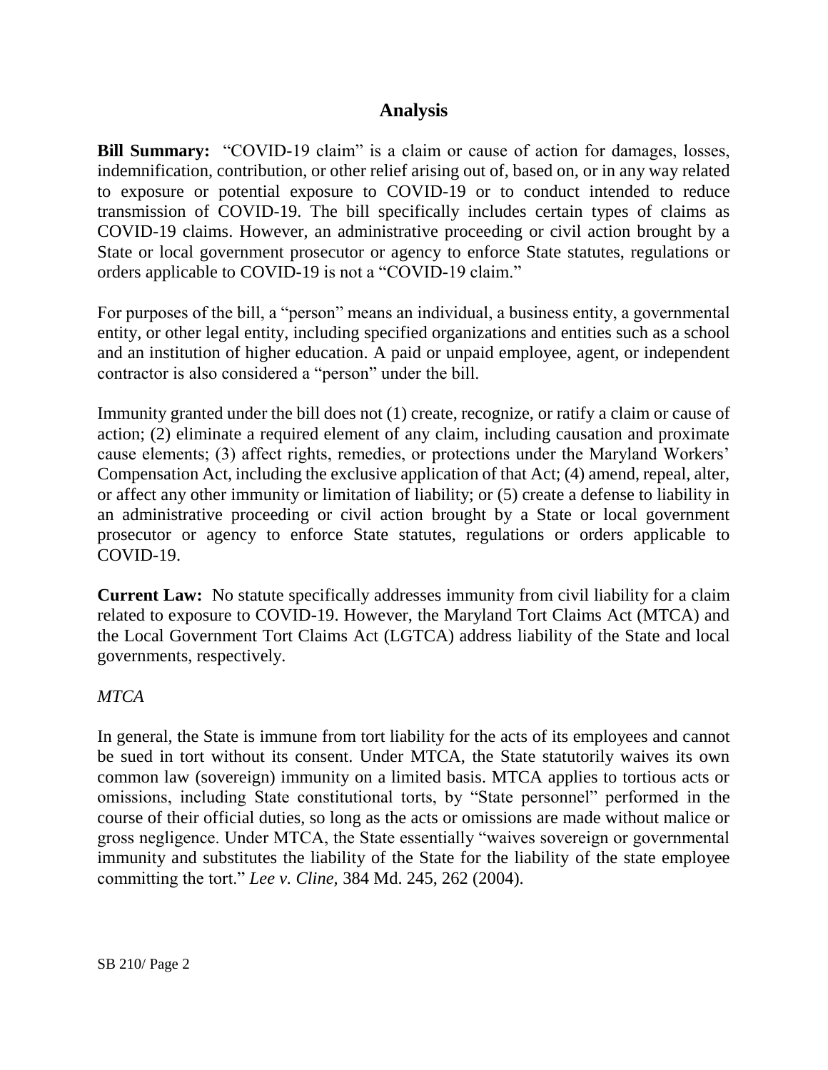## Analysis

**Bill Summary:** "COVID-19 claim" is a claim or cause of action for damages, losses, indemnification, contribution, or other relief arising out of, based on, or in any way related to exposure or potential exposure to COVID-19 or to conduct intended to reduce transmission of COVID-19. The bill specifically includes certain types of claims as COVID-19 claims. However, an administrative proceeding or civil action brought by a State or local government prosecutor or agency to enforce State statutes, regulations or orders applicable to COVID-19 is not a "COVID-19 claim."

For purposes of the bill, a "person" means an individual, a business entity, a governmental entity, or other legal entity, including specified organizations and entities such as a school and an institution of higher education. A paid or unpaid employee, agent, or independent contractor is also considered a "person" under the bill.

Immunity granted under the bill does not (1) create, recognize, or ratify a claim or cause of action; (2) eliminate a required element of any claim, including causation and proximate cause elements; (3) affect rights, remedies, or protections under the Maryland Workers' Compensation Act, including the exclusive application of that Act; (4) amend, repeal, alter, or affect any other immunity or limitation of liability; or (5) create a defense to liability in an administrative proceeding or civil action brought by a State or local government prosecutor or agency to enforce State statutes, regulations or orders applicable to COVID-19.

**Current Law:** No statute specifically addresses immunity from civil liability for a claim related to exposure to COVID-19. However, the Maryland Tort Claims Act (MTCA) and the Local Government Tort Claims Act (LGTCA) address liability of the State and local governments, respectively.

*MTCA*

In general, the State is immune from tort liability for the acts of its employees and cannot be sued in tort without its consent. Under MTCA, the State statutorily waives its own common law (sovereign) immunity on a limited basis. MTCA applies to tortious acts or omissions, including State constitutional torts, by "State personnel" performed in the course of their official duties, so long as the acts or omissions are made without malice or gross negligence. Under MTCA, the State essentially "waives sovereign or governmental immunity and substitutes the liability of the State for the liability of the state employee committing the tort." *Lee v. Cline,* 384 Md. 245, 262 (2004).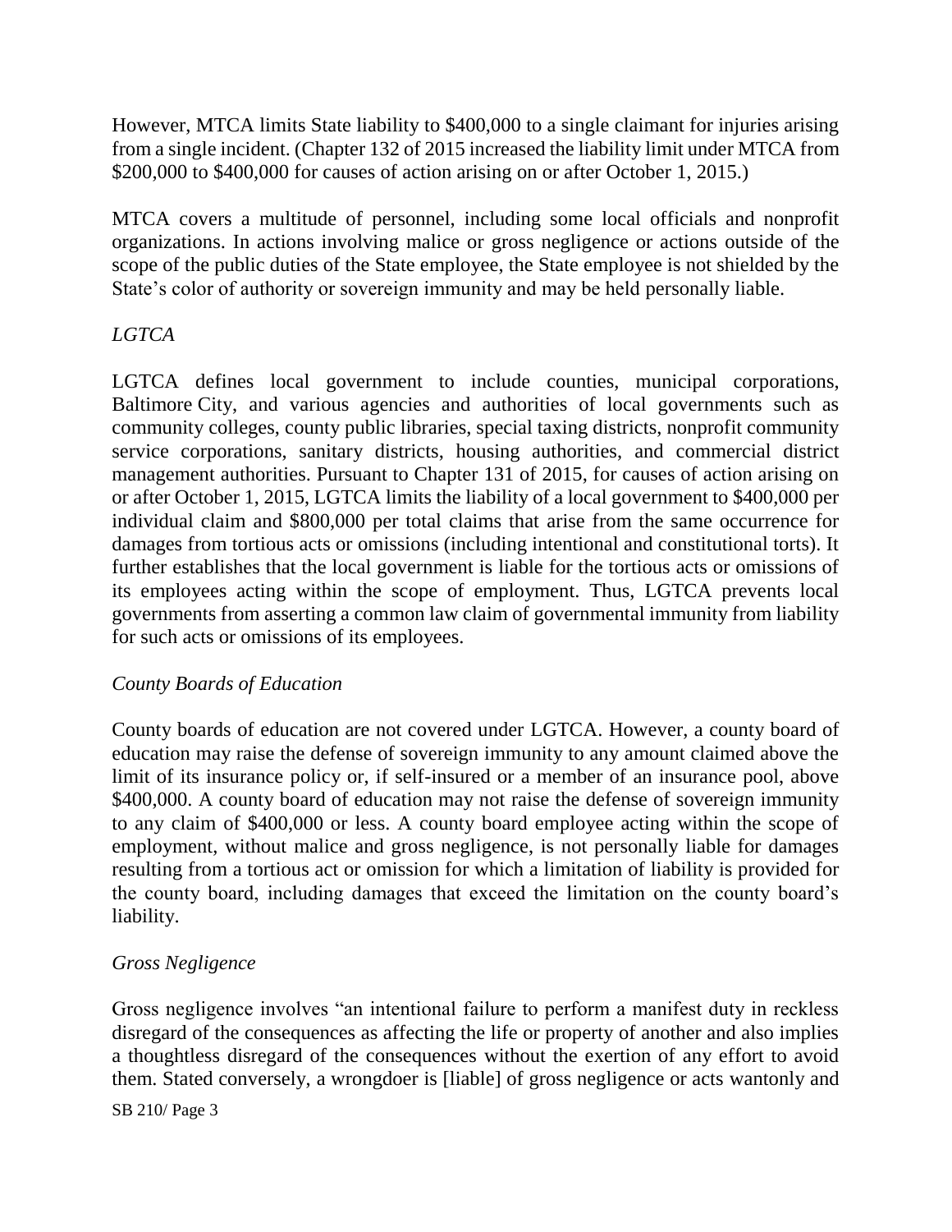However, MTCA limits State liability to $400,000 to a single claimant for injuries arising from a single incident. (Chapter 132 of 2015 increased the liability limit under MTCA from $200,000 to $400,000 for causes of action arising on or after October 1, 2015.)

MTCA covers a multitude of personnel, including some local officials and nonprofit organizations. In actions involving malice or gross negligence or actions outside of the scope of the public duties of the State employee, the State employee is not shielded by the State's color of authority or sovereign immunity and may be held personally liable.

*LGTCA*

LGTCA defines local government to include counties, municipal corporations, Baltimore City, and various agencies and authorities of local governments such as community colleges, county public libraries, special taxing districts, nonprofit community service corporations, sanitary districts, housing authorities, and commercial district management authorities. Pursuant to Chapter 131 of 2015, for causes of action arising on or after October 1, 2015, LGTCA limits the liability of a local government to $400,000 per individual claim and $800,000 per total claims that arise from the same occurrence for damages from tortious acts or omissions (including intentional and constitutional torts). It further establishes that the local government is liable for the tortious acts or omissions of its employees acting within the scope of employment. Thus, LGTCA prevents local governments from asserting a common law claim of governmental immunity from liability for such acts or omissions of its employees.

*County Boards of Education*

County boards of education are not covered under LGTCA. However, a county board of education may raise the defense of sovereign immunity to any amount claimed above the limit of its insurance policy or, if self-insured or a member of an insurance pool, above $400,000. A county board of education may not raise the defense of sovereign immunity to any claim of $400,000 or less. A county board employee acting within the scope of employment, without malice and gross negligence, is not personally liable for damages resulting from a tortious act or omission for which a limitation of liability is provided for the county board, including damages that exceed the limitation on the county board's liability.

*Gross Negligence*

Gross negligence involves "an intentional failure to perform a manifest duty in reckless disregard of the consequences as affecting the life or property of another and also implies a thoughtless disregard of the consequences without the exertion of any effort to avoid them. Stated conversely, a wrongdoer is [liable] of gross negligence or acts wantonly and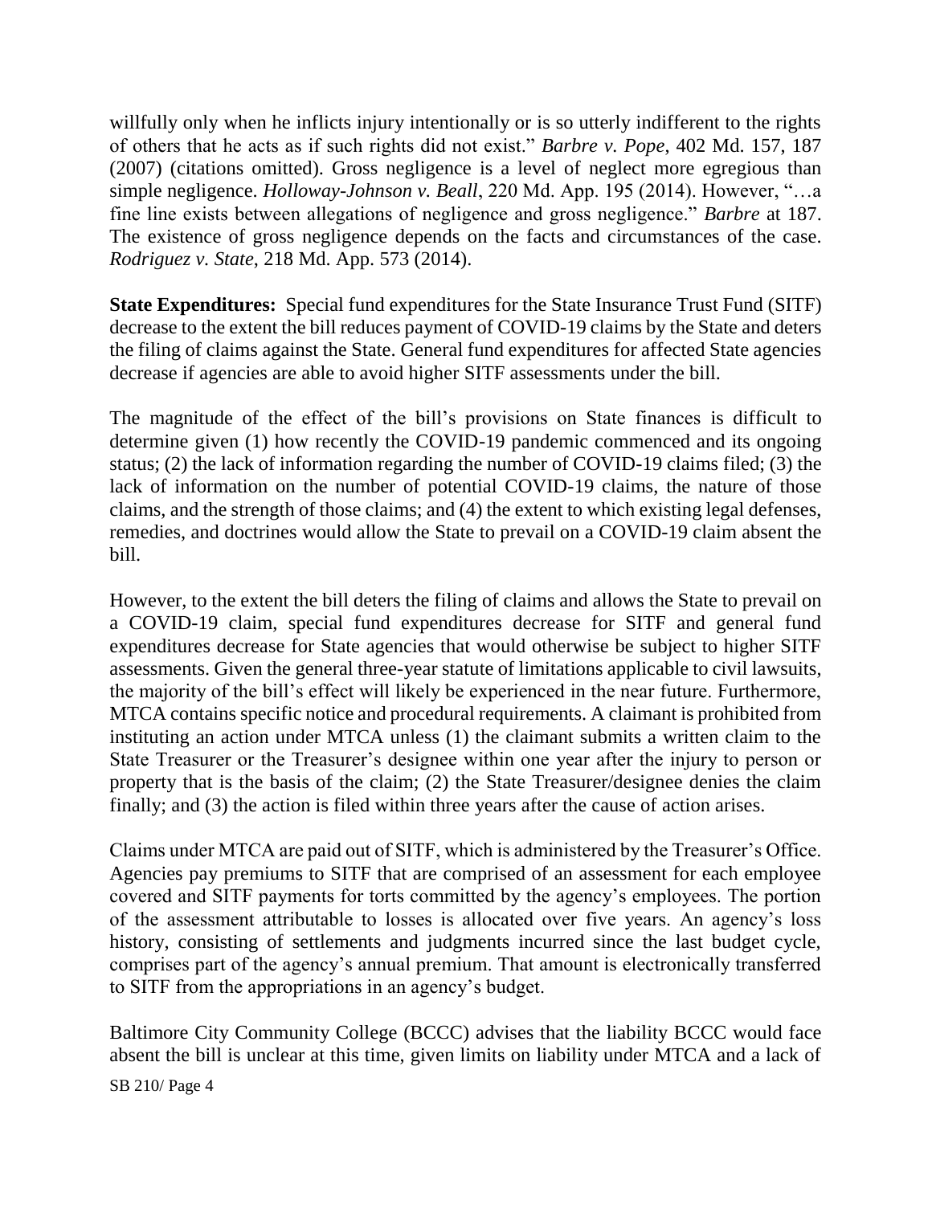willfully only when he inflicts injury intentionally or is so utterly indifferent to the rights of others that he acts as if such rights did not exist." *Barbre v. Pope*, 402 Md. 157, 187 (2007) (citations omitted). Gross negligence is a level of neglect more egregious than simple negligence. *Holloway-Johnson v. Beall*, 220 Md. App. 195 (2014). However, "…a fine line exists between allegations of negligence and gross negligence." *Barbre* at 187. The existence of gross negligence depends on the facts and circumstances of the case. *Rodriguez v. State*, 218 Md. App. 573 (2014).

**State Expenditures:** Special fund expenditures for the State Insurance Trust Fund (SITF) decrease to the extent the bill reduces payment of COVID-19 claims by the State and deters the filing of claims against the State. General fund expenditures for affected State agencies decrease if agencies are able to avoid higher SITF assessments under the bill.

The magnitude of the effect of the bill's provisions on State finances is difficult to determine given (1) how recently the COVID-19 pandemic commenced and its ongoing status; (2) the lack of information regarding the number of COVID-19 claims filed; (3) the lack of information on the number of potential COVID-19 claims, the nature of those claims, and the strength of those claims; and (4) the extent to which existing legal defenses, remedies, and doctrines would allow the State to prevail on a COVID-19 claim absent the bill.

However, to the extent the bill deters the filing of claims and allows the State to prevail on a COVID-19 claim, special fund expenditures decrease for SITF and general fund expenditures decrease for State agencies that would otherwise be subject to higher SITF assessments. Given the general three-year statute of limitations applicable to civil lawsuits, the majority of the bill's effect will likely be experienced in the near future. Furthermore, MTCA contains specific notice and procedural requirements. A claimant is prohibited from instituting an action under MTCA unless (1) the claimant submits a written claim to the State Treasurer or the Treasurer's designee within one year after the injury to person or property that is the basis of the claim; (2) the State Treasurer/designee denies the claim finally; and (3) the action is filed within three years after the cause of action arises.

Claims under MTCA are paid out of SITF, which is administered by the Treasurer's Office. Agencies pay premiums to SITF that are comprised of an assessment for each employee covered and SITF payments for torts committed by the agency's employees. The portion of the assessment attributable to losses is allocated over five years. An agency's loss history, consisting of settlements and judgments incurred since the last budget cycle, comprises part of the agency's annual premium. That amount is electronically transferred to SITF from the appropriations in an agency's budget.

Baltimore City Community College (BCCC) advises that the liability BCCC would face absent the bill is unclear at this time, given limits on liability under MTCA and a lack of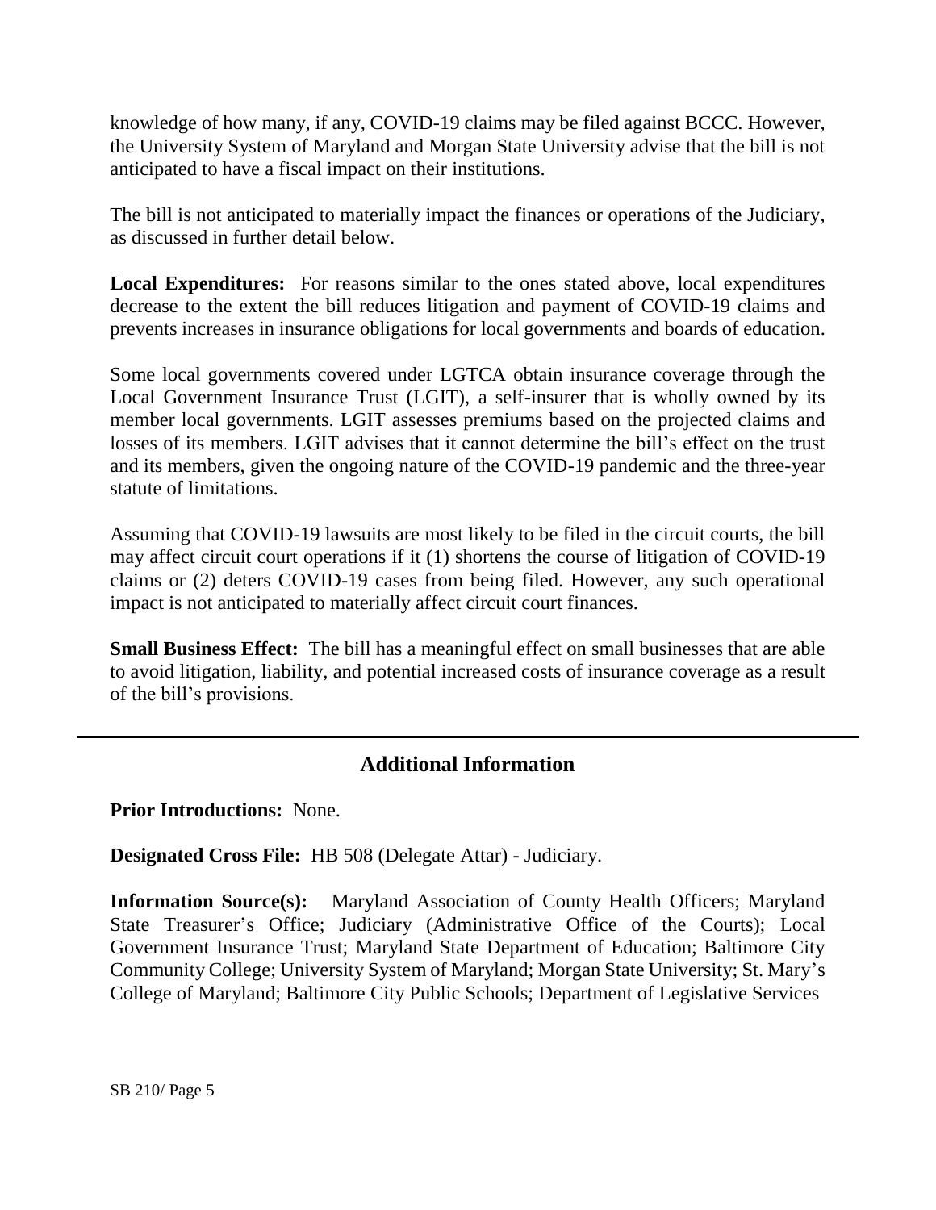knowledge of how many, if any, COVID-19 claims may be filed against BCCC. However, the University System of Maryland and Morgan State University advise that the bill is not anticipated to have a fiscal impact on their institutions.

The bill is not anticipated to materially impact the finances or operations of the Judiciary, as discussed in further detail below.

**Local Expenditures:** For reasons similar to the ones stated above, local expenditures decrease to the extent the bill reduces litigation and payment of COVID-19 claims and prevents increases in insurance obligations for local governments and boards of education.

Some local governments covered under LGTCA obtain insurance coverage through the Local Government Insurance Trust (LGIT), a self-insurer that is wholly owned by its member local governments. LGIT assesses premiums based on the projected claims and losses of its members. LGIT advises that it cannot determine the bill's effect on the trust and its members, given the ongoing nature of the COVID-19 pandemic and the three-year statute of limitations.

Assuming that COVID-19 lawsuits are most likely to be filed in the circuit courts, the bill may affect circuit court operations if it (1) shortens the course of litigation of COVID-19 claims or (2) deters COVID-19 cases from being filed. However, any such operational impact is not anticipated to materially affect circuit court finances.

**Small Business Effect:** The bill has a meaningful effect on small businesses that are able to avoid litigation, liability, and potential increased costs of insurance coverage as a result of the bill's provisions.

## Additional Information

**Prior Introductions:** None.

**Designated Cross File:** HB 508 (Delegate Attar) - Judiciary.

**Information Source(s):** Maryland Association of County Health Officers; Maryland State Treasurer's Office; Judiciary (Administrative Office of the Courts); Local Government Insurance Trust; Maryland State Department of Education; Baltimore City Community College; University System of Maryland; Morgan State University; St. Mary's College of Maryland; Baltimore City Public Schools; Department of Legislative Services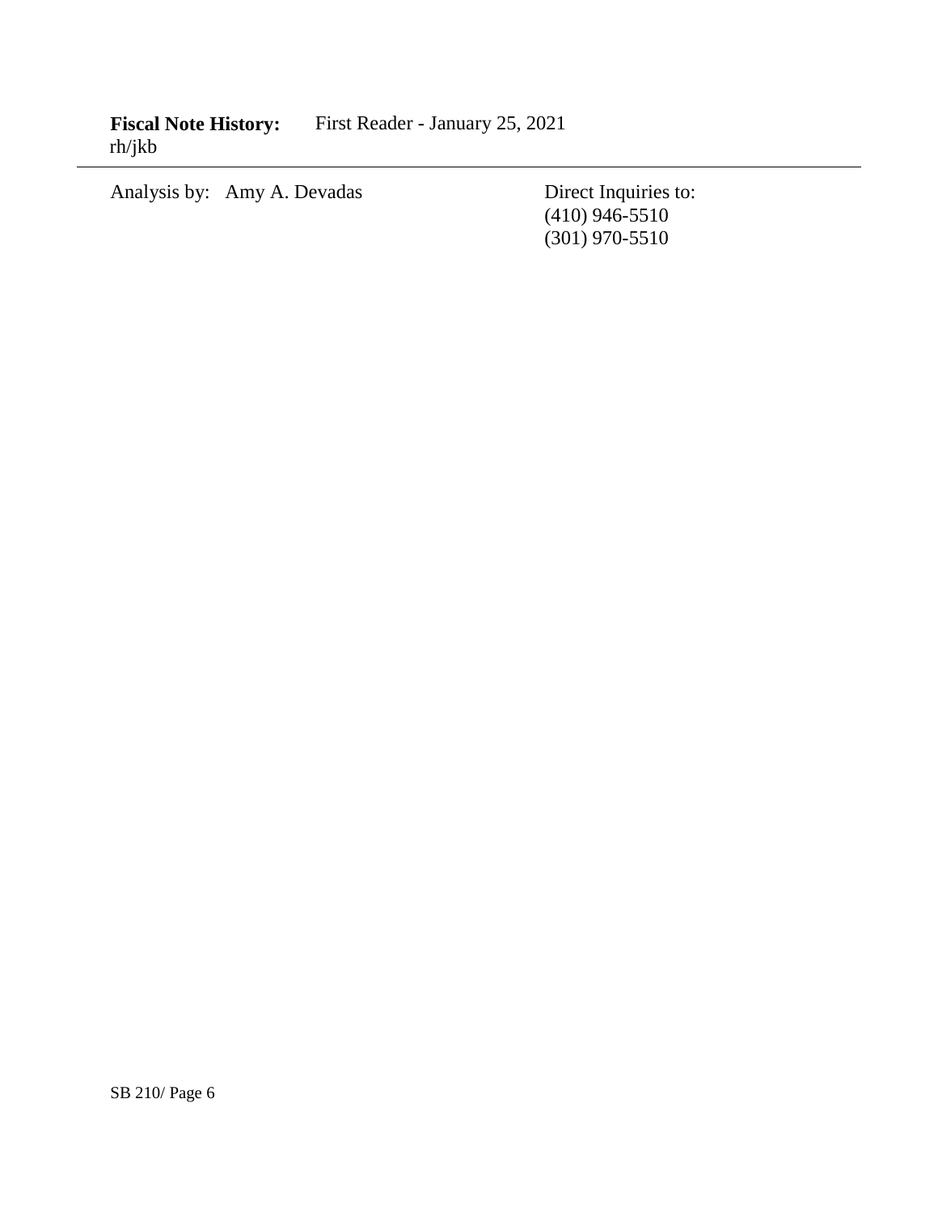**Fiscal Note History:** First Reader - January 25, 2021
rh/jkb

---

Analysis by: Amy A. Devadas

Direct Inquiries to:
(410) 946-5510
(301) 970-5510